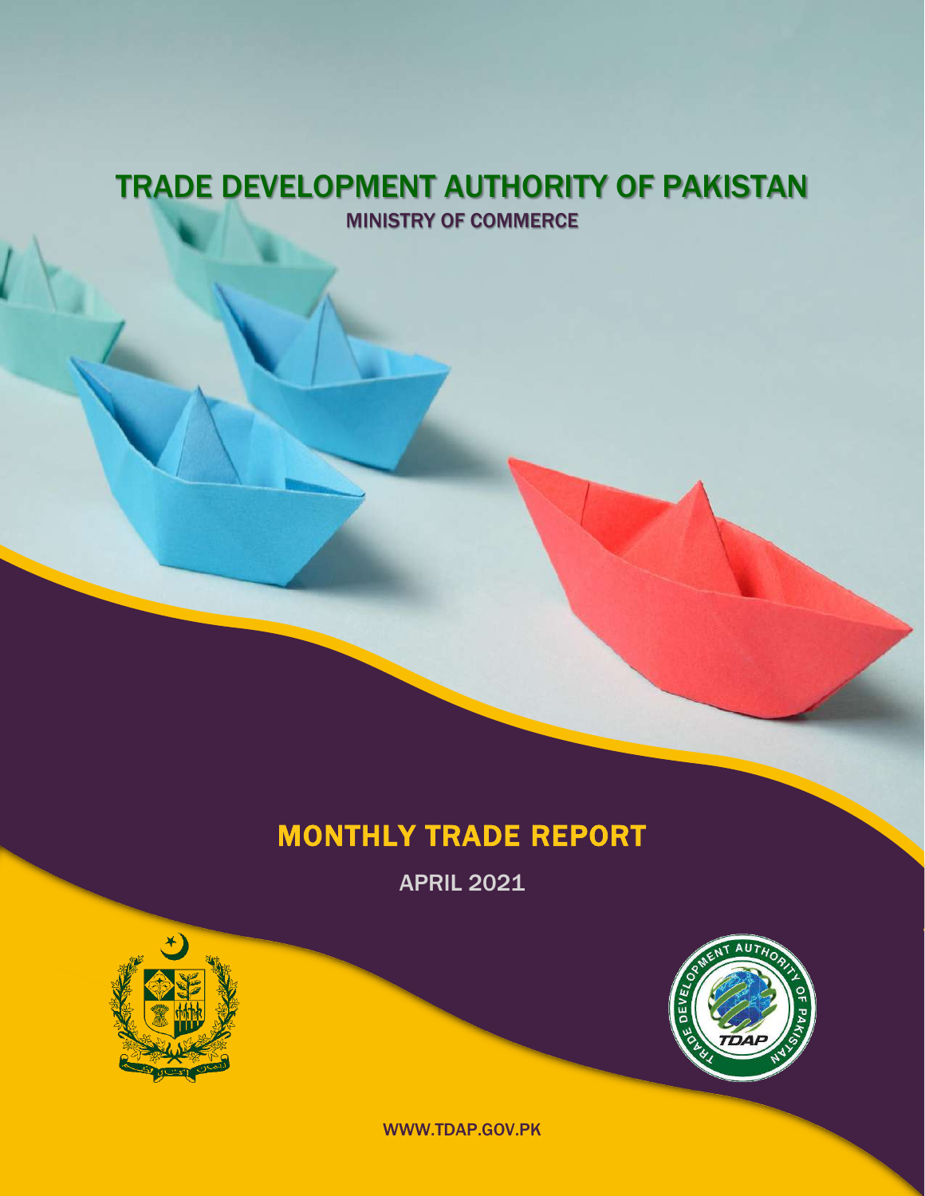# TRADE DEVELOPMENT AUTHORITY OF PAKISTAN

MINISTRY OF COMMERCE

## MONTHLY TRADE REPORT

APRIL 2021

WWW.TDAP.GOV.PK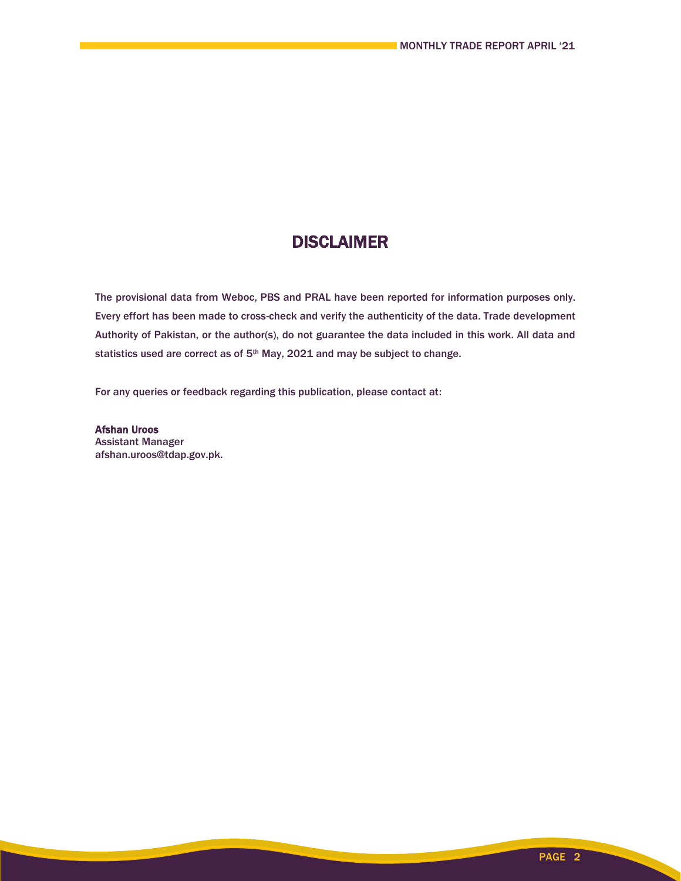# DISCLAIMER

The provisional data from Weboc, PBS and PRAL have been reported for information purposes only. Every effort has been made to cross-check and verify the authenticity of the data. Trade development Authority of Pakistan, or the author(s), do not guarantee the data included in this work. All data and statistics used are correct as of 5th May, 2021 and may be subject to change.

For any queries or feedback regarding this publication, please contact at:

**Afshan Uroos**
Assistant Manager
afshan.uroos@tdap.gov.pk.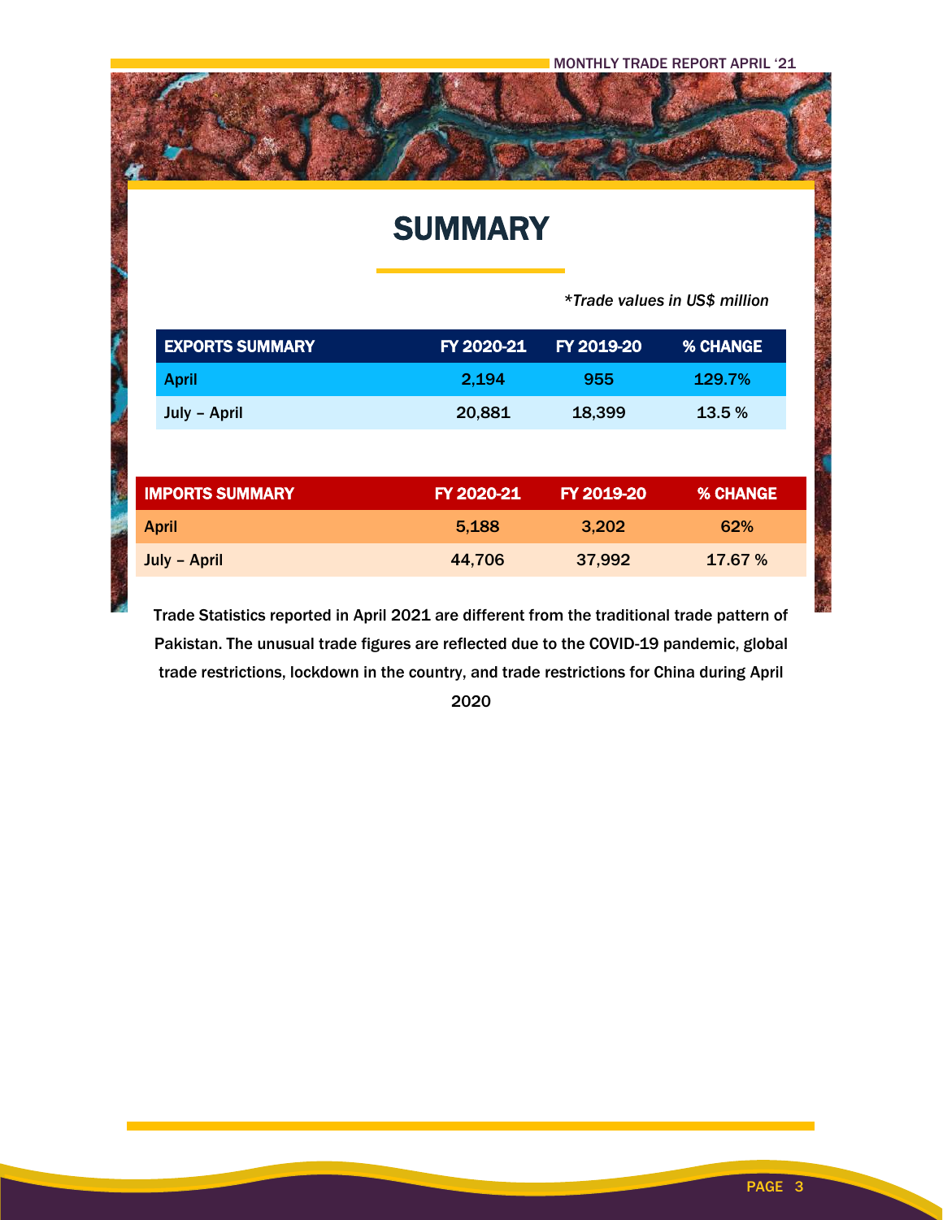# SUMMARY

*\*Trade values in US$ million*

| EXPORTS SUMMARY | FY 2020-21 | FY 2019-20 | % CHANGE |
|---|---|---|---|
| April | 2,194 | 955 | 129.7% |
| July – April | 20,881 | 18,399 | 13.5 % |

| IMPORTS SUMMARY | FY 2020-21 | FY 2019-20 | % CHANGE |
|---|---|---|---|
| April | 5,188 | 3,202 | 62% |
| July – April | 44,706 | 37,992 | 17.67 % |

Trade Statistics reported in April 2021 are different from the traditional trade pattern of Pakistan. The unusual trade figures are reflected due to the COVID-19 pandemic, global trade restrictions, lockdown in the country, and trade restrictions for China during April 2020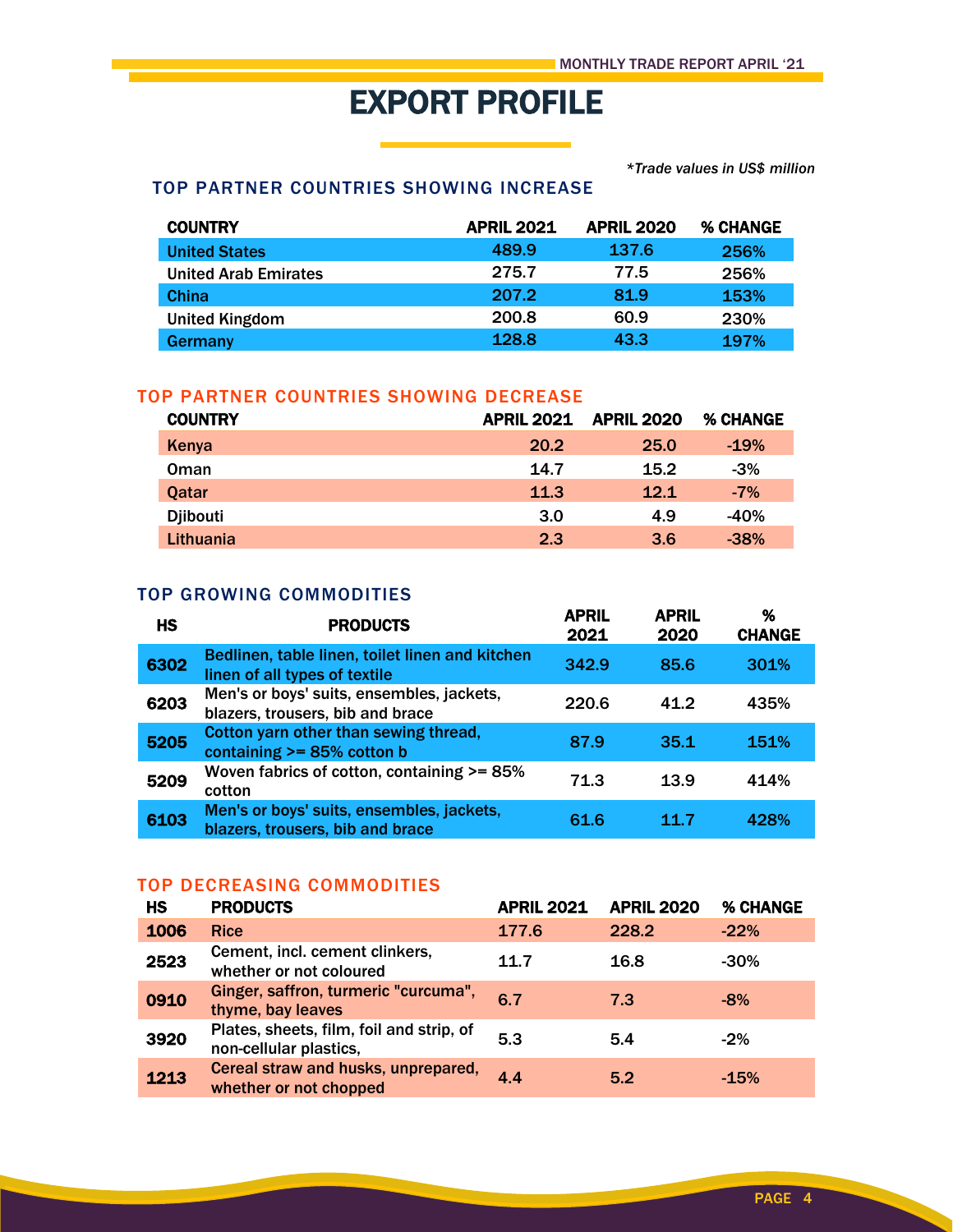# EXPORT PROFILE

*\*Trade values in US$ million*

## TOP PARTNER COUNTRIES SHOWING INCREASE

| COUNTRY | APRIL 2021 | APRIL 2020 | % CHANGE |
|---|---|---|---|
| United States | 489.9 | 137.6 | 256% |
| United Arab Emirates | 275.7 | 77.5 | 256% |
| China | 207.2 | 81.9 | 153% |
| United Kingdom | 200.8 | 60.9 | 230% |
| Germany | 128.8 | 43.3 | 197% |

## TOP PARTNER COUNTRIES SHOWING DECREASE

| COUNTRY | APRIL 2021 | APRIL 2020 | % CHANGE |
|---|---|---|---|
| Kenya | 20.2 | 25.0 | -19% |
| Oman | 14.7 | 15.2 | -3% |
| Qatar | 11.3 | 12.1 | -7% |
| Djibouti | 3.0 | 4.9 | -40% |
| Lithuania | 2.3 | 3.6 | -38% |

## TOP GROWING COMMODITIES

| HS | PRODUCTS | APRIL 2021 | APRIL 2020 | % CHANGE |
|---|---|---|---|---|
| 6302 | Bedlinen, table linen, toilet linen and kitchen linen of all types of textile | 342.9 | 85.6 | 301% |
| 6203 | Men's or boys' suits, ensembles, jackets, blazers, trousers, bib and brace | 220.6 | 41.2 | 435% |
| 5205 | Cotton yarn other than sewing thread, containing >= 85% cotton b | 87.9 | 35.1 | 151% |
| 5209 | Woven fabrics of cotton, containing >= 85% cotton | 71.3 | 13.9 | 414% |
| 6103 | Men's or boys' suits, ensembles, jackets, blazers, trousers, bib and brace | 61.6 | 11.7 | 428% |

## TOP DECREASING COMMODITIES

| HS | PRODUCTS | APRIL 2021 | APRIL 2020 | % CHANGE |
|---|---|---|---|---|
| 1006 | Rice | 177.6 | 228.2 | -22% |
| 2523 | Cement, incl. cement clinkers, whether or not coloured | 11.7 | 16.8 | -30% |
| 0910 | Ginger, saffron, turmeric "curcuma", thyme, bay leaves | 6.7 | 7.3 | -8% |
| 3920 | Plates, sheets, film, foil and strip, of non-cellular plastics, | 5.3 | 5.4 | -2% |
| 1213 | Cereal straw and husks, unprepared, whether or not chopped | 4.4 | 5.2 | -15% |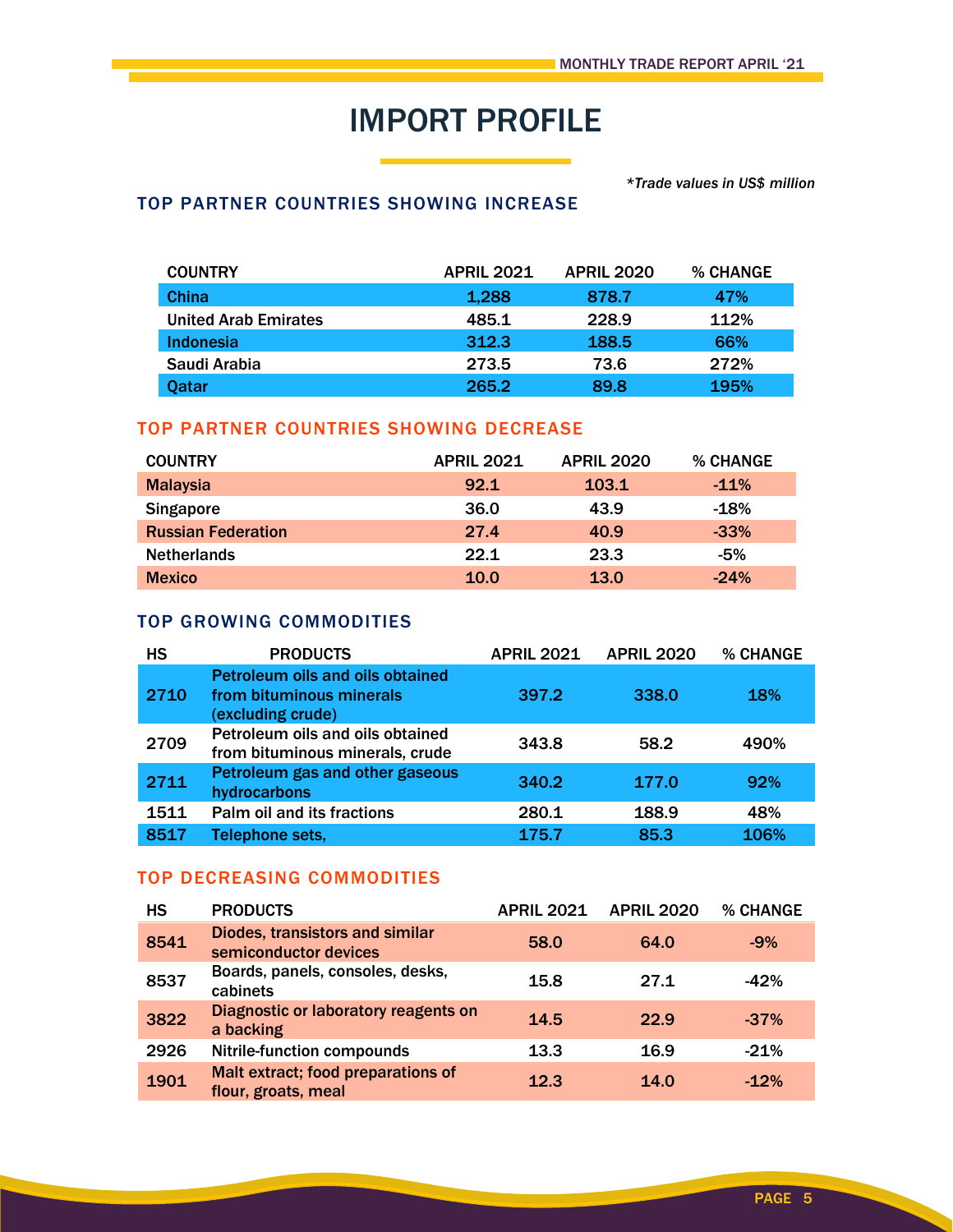# IMPORT PROFILE

*\*Trade values in US$ million*

## TOP PARTNER COUNTRIES SHOWING INCREASE

| COUNTRY | APRIL 2021 | APRIL 2020 | % CHANGE |
|---|---|---|---|
| China | 1,288 | 878.7 | 47% |
| United Arab Emirates | 485.1 | 228.9 | 112% |
| Indonesia | 312.3 | 188.5 | 66% |
| Saudi Arabia | 273.5 | 73.6 | 272% |
| Qatar | 265.2 | 89.8 | 195% |

## TOP PARTNER COUNTRIES SHOWING DECREASE

| COUNTRY | APRIL 2021 | APRIL 2020 | % CHANGE |
|---|---|---|---|
| Malaysia | 92.1 | 103.1 | -11% |
| Singapore | 36.0 | 43.9 | -18% |
| Russian Federation | 27.4 | 40.9 | -33% |
| Netherlands | 22.1 | 23.3 | -5% |
| Mexico | 10.0 | 13.0 | -24% |

## TOP GROWING COMMODITIES

| HS | PRODUCTS | APRIL 2021 | APRIL 2020 | % CHANGE |
|---|---|---|---|---|
| 2710 | Petroleum oils and oils obtained from bituminous minerals (excluding crude) | 397.2 | 338.0 | 18% |
| 2709 | Petroleum oils and oils obtained from bituminous minerals, crude | 343.8 | 58.2 | 490% |
| 2711 | Petroleum gas and other gaseous hydrocarbons | 340.2 | 177.0 | 92% |
| 1511 | Palm oil and its fractions | 280.1 | 188.9 | 48% |
| 8517 | Telephone sets, | 175.7 | 85.3 | 106% |

## TOP DECREASING COMMODITIES

| HS | PRODUCTS | APRIL 2021 | APRIL 2020 | % CHANGE |
|---|---|---|---|---|
| 8541 | Diodes, transistors and similar semiconductor devices | 58.0 | 64.0 | -9% |
| 8537 | Boards, panels, consoles, desks, cabinets | 15.8 | 27.1 | -42% |
| 3822 | Diagnostic or laboratory reagents on a backing | 14.5 | 22.9 | -37% |
| 2926 | Nitrile-function compounds | 13.3 | 16.9 | -21% |
| 1901 | Malt extract; food preparations of flour, groats, meal | 12.3 | 14.0 | -12% |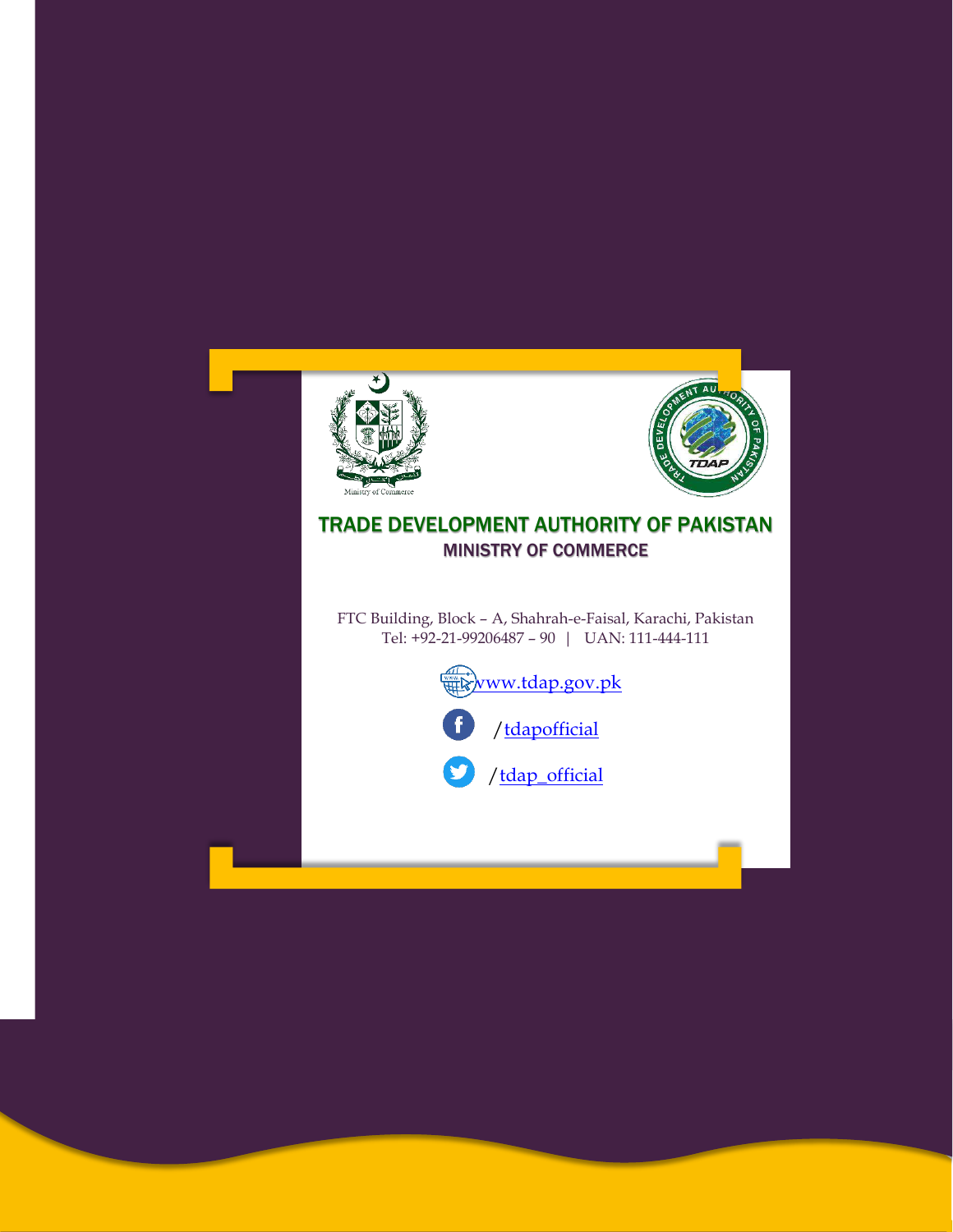Ministry of Commerce

# TRADE DEVELOPMENT AUTHORITY OF PAKISTAN

## MINISTRY OF COMMERCE

FTC Building, Block – A, Shahrah-e-Faisal, Karachi, Pakistan
Tel: +92-21-99206487 – 90 | UAN: 111-444-111

www.tdap.gov.pk

/tdapofficial

/tdap_official